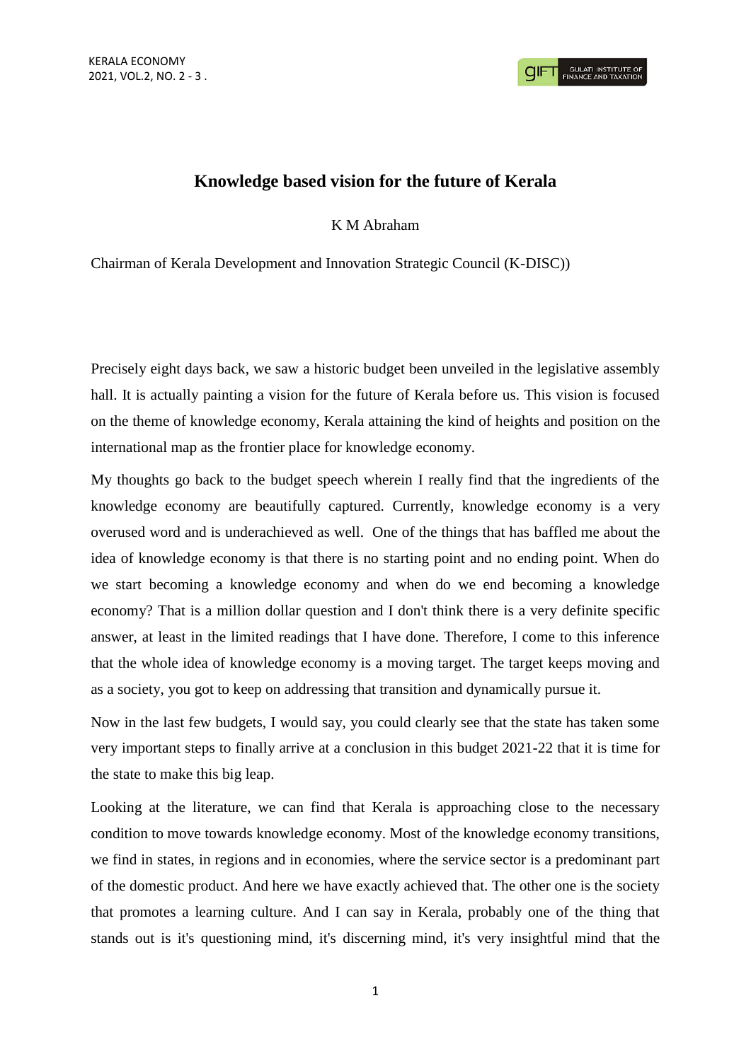# Knowledge based vision for the future of Kerala

K M Abraham

Chairman of Kerala Development and Innovation Strategic Council (K-DISC))

Precisely eight days back, we saw a historic budget been unveiled in the legislative assembly hall. It is actually painting a vision for the future of Kerala before us. This vision is focused on the theme of knowledge economy, Kerala attaining the kind of heights and position on the international map as the frontier place for knowledge economy.

My thoughts go back to the budget speech wherein I really find that the ingredients of the knowledge economy are beautifully captured. Currently, knowledge economy is a very overused word and is underachieved as well. One of the things that has baffled me about the idea of knowledge economy is that there is no starting point and no ending point. When do we start becoming a knowledge economy and when do we end becoming a knowledge economy? That is a million dollar question and I don't think there is a very definite specific answer, at least in the limited readings that I have done. Therefore, I come to this inference that the whole idea of knowledge economy is a moving target. The target keeps moving and as a society, you got to keep on addressing that transition and dynamically pursue it.

Now in the last few budgets, I would say, you could clearly see that the state has taken some very important steps to finally arrive at a conclusion in this budget 2021-22 that it is time for the state to make this big leap.

Looking at the literature, we can find that Kerala is approaching close to the necessary condition to move towards knowledge economy. Most of the knowledge economy transitions, we find in states, in regions and in economies, where the service sector is a predominant part of the domestic product. And here we have exactly achieved that. The other one is the society that promotes a learning culture. And I can say in Kerala, probably one of the thing that stands out is it's questioning mind, it's discerning mind, it's very insightful mind that the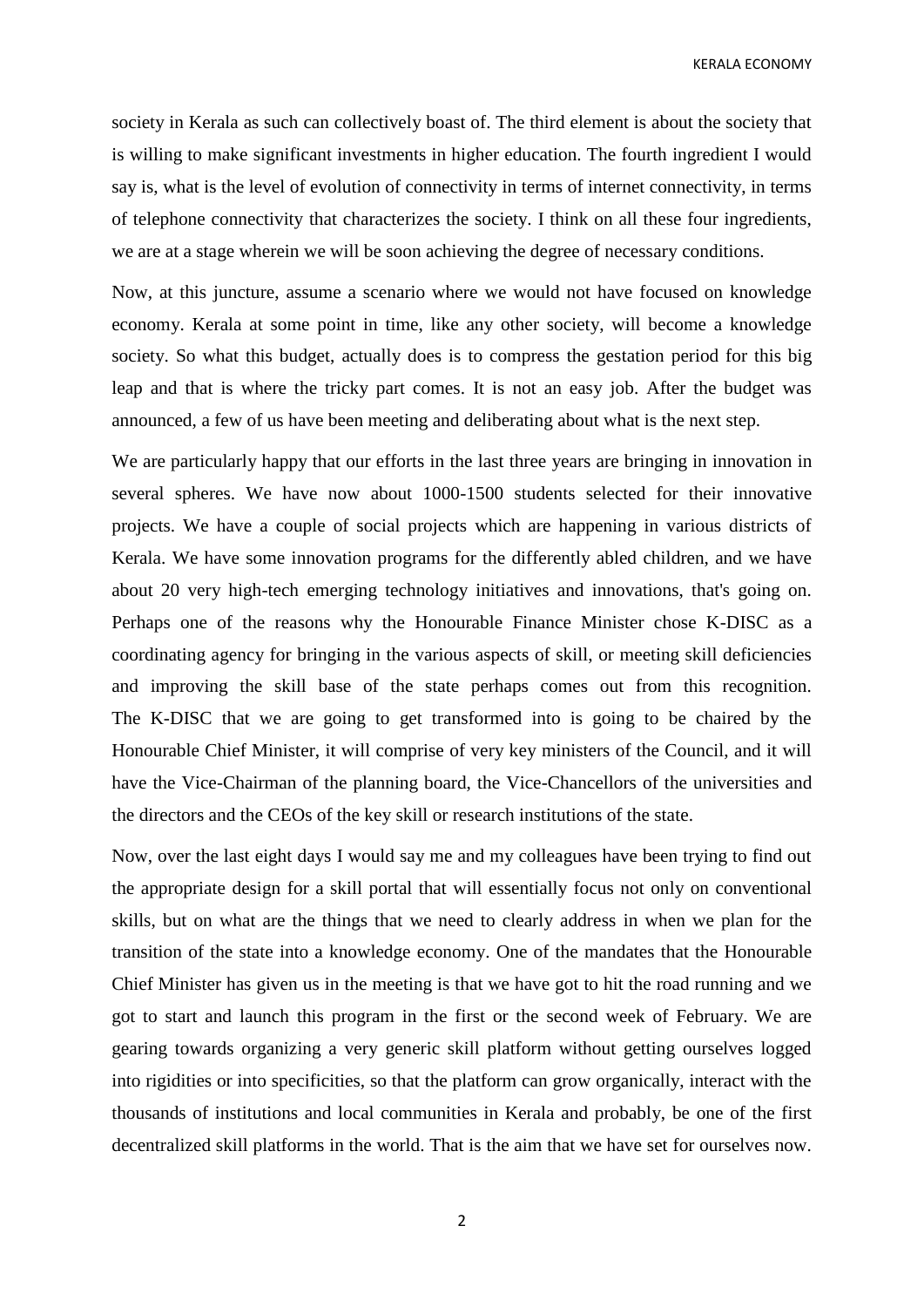society in Kerala as such can collectively boast of. The third element is about the society that is willing to make significant investments in higher education. The fourth ingredient I would say is, what is the level of evolution of connectivity in terms of internet connectivity, in terms of telephone connectivity that characterizes the society. I think on all these four ingredients, we are at a stage wherein we will be soon achieving the degree of necessary conditions.

Now, at this juncture, assume a scenario where we would not have focused on knowledge economy. Kerala at some point in time, like any other society, will become a knowledge society. So what this budget, actually does is to compress the gestation period for this big leap and that is where the tricky part comes. It is not an easy job. After the budget was announced, a few of us have been meeting and deliberating about what is the next step.

We are particularly happy that our efforts in the last three years are bringing in innovation in several spheres. We have now about 1000-1500 students selected for their innovative projects. We have a couple of social projects which are happening in various districts of Kerala. We have some innovation programs for the differently abled children, and we have about 20 very high-tech emerging technology initiatives and innovations, that's going on. Perhaps one of the reasons why the Honourable Finance Minister chose K-DISC as a coordinating agency for bringing in the various aspects of skill, or meeting skill deficiencies and improving the skill base of the state perhaps comes out from this recognition. The K-DISC that we are going to get transformed into is going to be chaired by the Honourable Chief Minister, it will comprise of very key ministers of the Council, and it will have the Vice-Chairman of the planning board, the Vice-Chancellors of the universities and the directors and the CEOs of the key skill or research institutions of the state.

Now, over the last eight days I would say me and my colleagues have been trying to find out the appropriate design for a skill portal that will essentially focus not only on conventional skills, but on what are the things that we need to clearly address in when we plan for the transition of the state into a knowledge economy. One of the mandates that the Honourable Chief Minister has given us in the meeting is that we have got to hit the road running and we got to start and launch this program in the first or the second week of February. We are gearing towards organizing a very generic skill platform without getting ourselves logged into rigidities or into specificities, so that the platform can grow organically, interact with the thousands of institutions and local communities in Kerala and probably, be one of the first decentralized skill platforms in the world. That is the aim that we have set for ourselves now.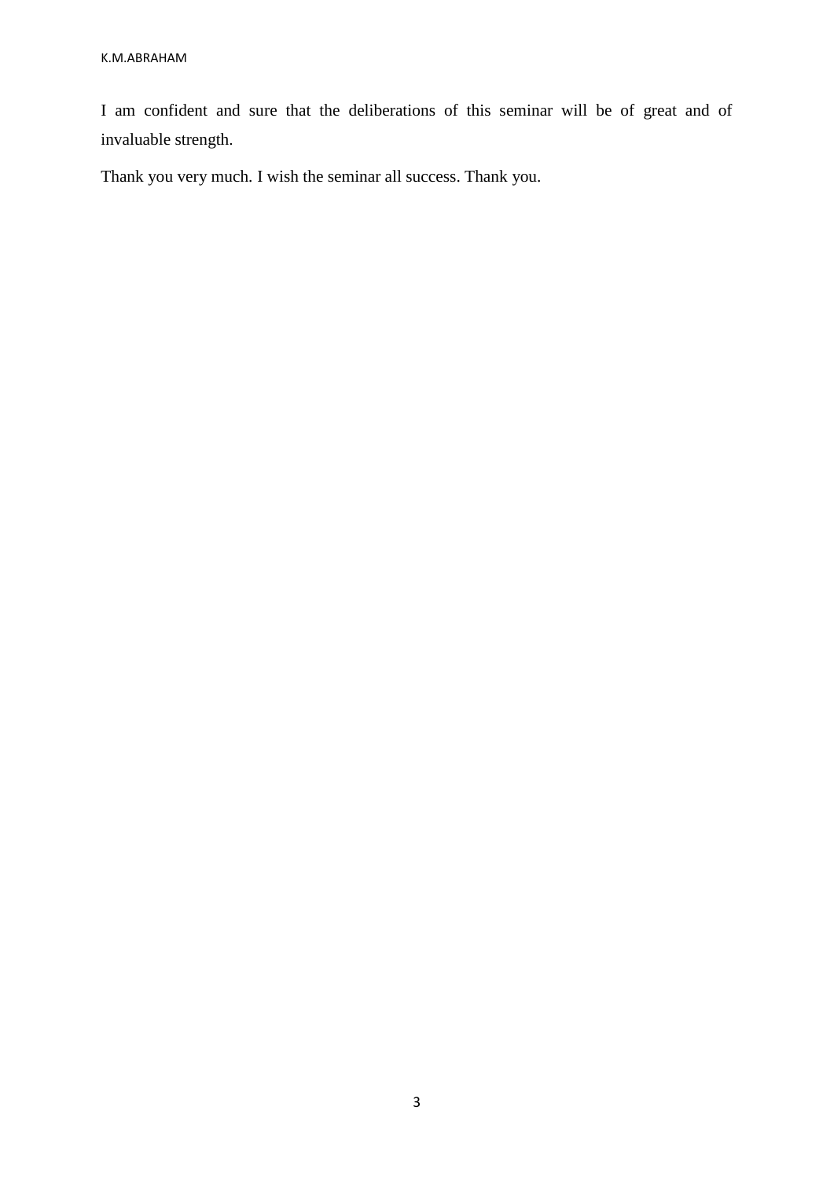I am confident and sure that the deliberations of this seminar will be of great and of invaluable strength.

Thank you very much. I wish the seminar all success. Thank you.